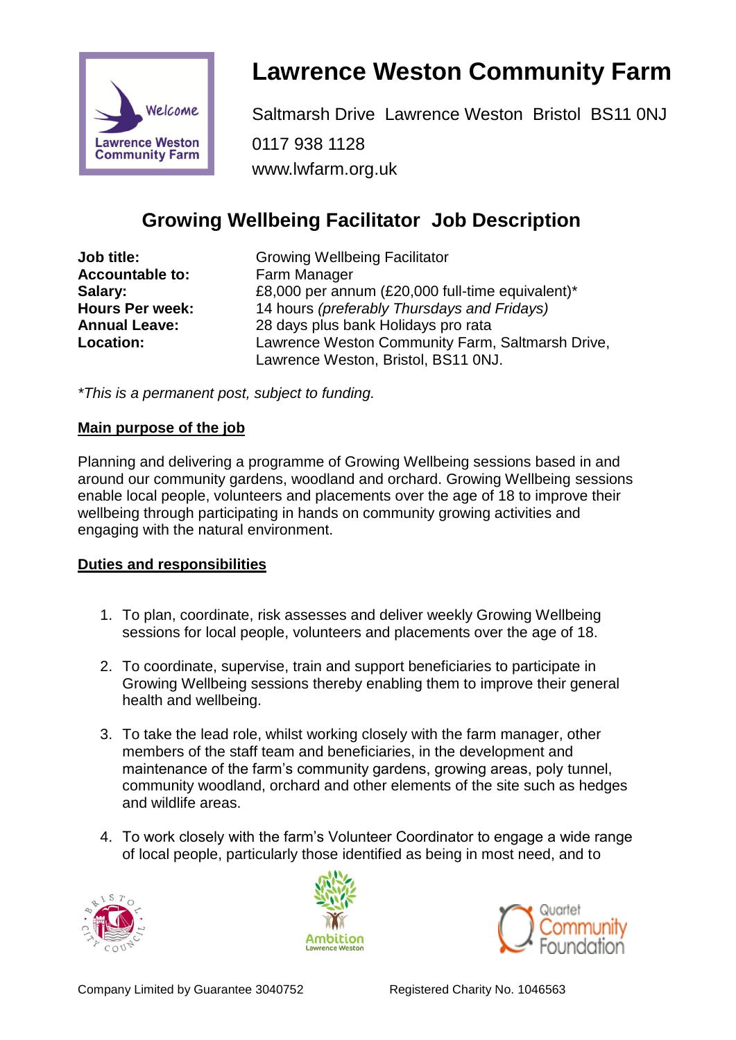# Lawrence Weston Community Farm

Saltmarsh Drive Lawrence Weston Bristol BS11 0NJ

0117 938 1128

www.lwfarm.org.uk

## Growing Wellbeing Facilitator Job Description

| | |
|---|---|
| **Job title:** | Growing Wellbeing Facilitator |
| **Accountable to:** | Farm Manager |
| **Salary:** | £8,000 per annum (£20,000 full-time equivalent)* |
| **Hours Per week:** | 14 hours *(preferably Thursdays and Fridays)* |
| **Annual Leave:** | 28 days plus bank Holidays pro rata |
| **Location:** | Lawrence Weston Community Farm, Saltmarsh Drive, Lawrence Weston, Bristol, BS11 0NJ. |

*\*This is a permanent post, subject to funding.*

### Main purpose of the job

Planning and delivering a programme of Growing Wellbeing sessions based in and around our community gardens, woodland and orchard. Growing Wellbeing sessions enable local people, volunteers and placements over the age of 18 to improve their wellbeing through participating in hands on community growing activities and engaging with the natural environment.

### Duties and responsibilities

1. To plan, coordinate, risk assesses and deliver weekly Growing Wellbeing sessions for local people, volunteers and placements over the age of 18.

2. To coordinate, supervise, train and support beneficiaries to participate in Growing Wellbeing sessions thereby enabling them to improve their general health and wellbeing.

3. To take the lead role, whilst working closely with the farm manager, other members of the staff team and beneficiaries, in the development and maintenance of the farm's community gardens, growing areas, poly tunnel, community woodland, orchard and other elements of the site such as hedges and wildlife areas.

4. To work closely with the farm's Volunteer Coordinator to engage a wide range of local people, particularly those identified as being in most need, and to

Company Limited by Guarantee 3040752 Registered Charity No. 1046563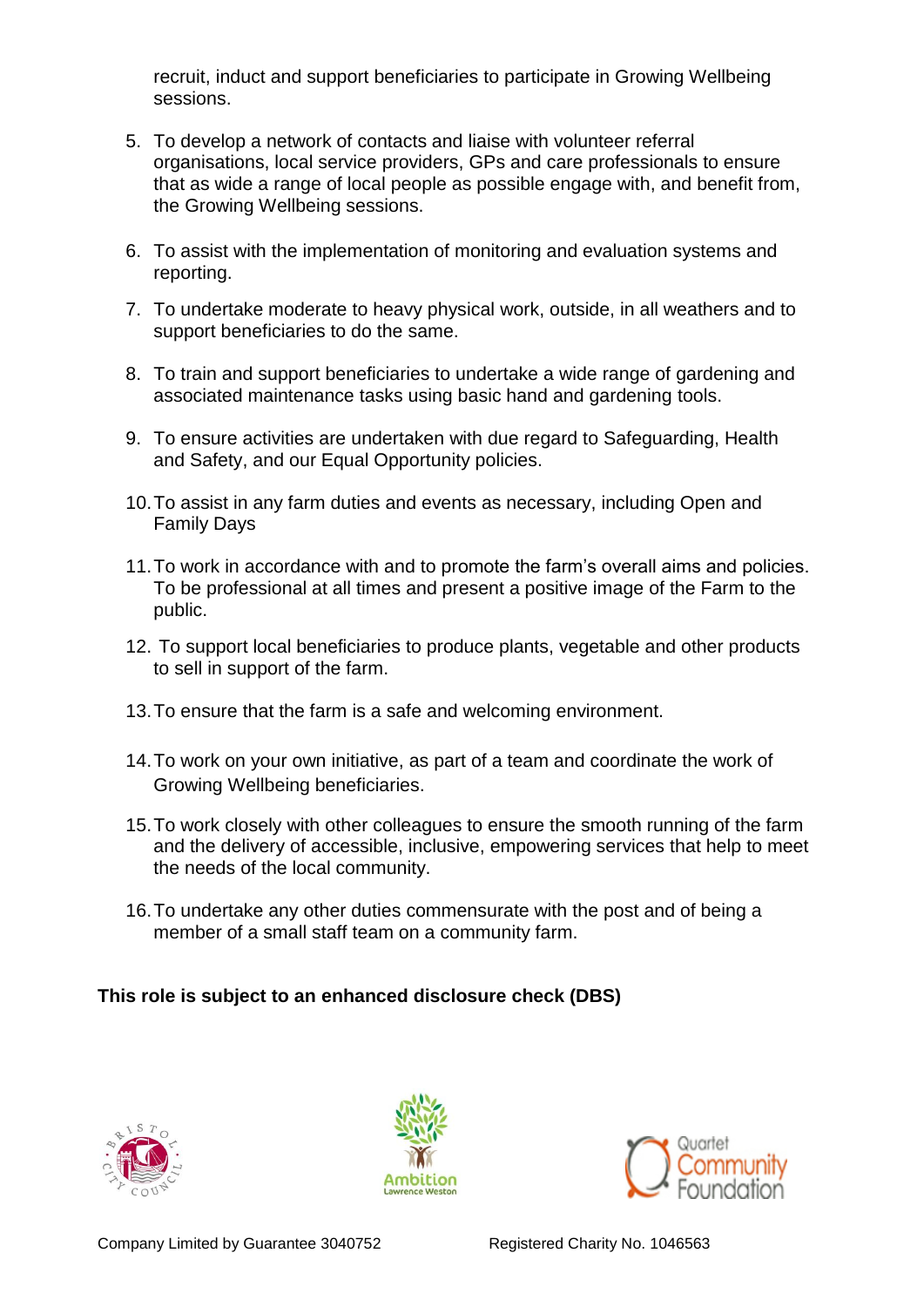recruit, induct and support beneficiaries to participate in Growing Wellbeing sessions.

5. To develop a network of contacts and liaise with volunteer referral organisations, local service providers, GPs and care professionals to ensure that as wide a range of local people as possible engage with, and benefit from, the Growing Wellbeing sessions.
6. To assist with the implementation of monitoring and evaluation systems and reporting.
7. To undertake moderate to heavy physical work, outside, in all weathers and to support beneficiaries to do the same.
8. To train and support beneficiaries to undertake a wide range of gardening and associated maintenance tasks using basic hand and gardening tools.
9. To ensure activities are undertaken with due regard to Safeguarding, Health and Safety, and our Equal Opportunity policies.
10. To assist in any farm duties and events as necessary, including Open and Family Days
11. To work in accordance with and to promote the farm's overall aims and policies. To be professional at all times and present a positive image of the Farm to the public.
12. To support local beneficiaries to produce plants, vegetable and other products to sell in support of the farm.
13. To ensure that the farm is a safe and welcoming environment.
14. To work on your own initiative, as part of a team and coordinate the work of Growing Wellbeing beneficiaries.
15. To work closely with other colleagues to ensure the smooth running of the farm and the delivery of accessible, inclusive, empowering services that help to meet the needs of the local community.
16. To undertake any other duties commensurate with the post and of being a member of a small staff team on a community farm.

**This role is subject to an enhanced disclosure check (DBS)**

Company Limited by Guarantee 3040752

Registered Charity No. 1046563